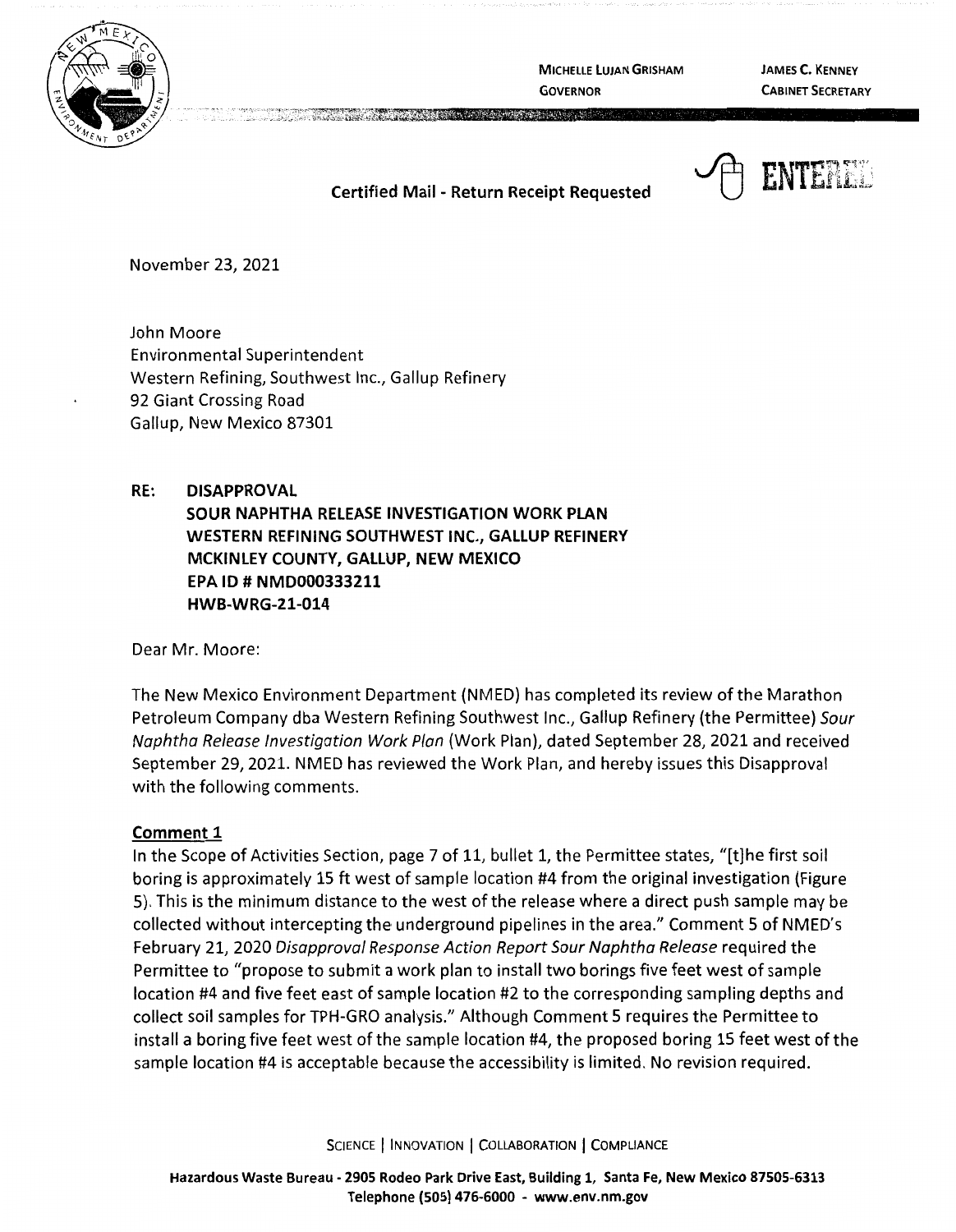MICHELLE LUJAN GRISHAM
GOVERNOR

JAMES C. KENNEY
CABINET SECRETARY

**Certified Mail - Return Receipt Requested**

ENTERED

November 23, 2021

John Moore
Environmental Superintendent
Western Refining, Southwest Inc., Gallup Refinery
92 Giant Crossing Road
Gallup, New Mexico 87301

**RE: DISAPPROVAL**
**SOUR NAPHTHA RELEASE INVESTIGATION WORK PLAN**
**WESTERN REFINING SOUTHWEST INC., GALLUP REFINERY**
**MCKINLEY COUNTY, GALLUP, NEW MEXICO**
**EPA ID # NMD000333211**
**HWB-WRG-21-014**

Dear Mr. Moore:

The New Mexico Environment Department (NMED) has completed its review of the Marathon Petroleum Company dba Western Refining Southwest Inc., Gallup Refinery (the Permittee) *Sour Naphtha Release Investigation Work Plan* (Work Plan), dated September 28, 2021 and received September 29, 2021. NMED has reviewed the Work Plan, and hereby issues this Disapproval with the following comments.

**Comment 1**

In the Scope of Activities Section, page 7 of 11, bullet 1, the Permittee states, "[t]he first soil boring is approximately 15 ft west of sample location #4 from the original investigation (Figure 5). This is the minimum distance to the west of the release where a direct push sample may be collected without intercepting the underground pipelines in the area." Comment 5 of NMED's February 21, 2020 *Disapproval Response Action Report Sour Naphtha Release* required the Permittee to "propose to submit a work plan to install two borings five feet west of sample location #4 and five feet east of sample location #2 to the corresponding sampling depths and collect soil samples for TPH-GRO analysis." Although Comment 5 requires the Permittee to install a boring five feet west of the sample location #4, the proposed boring 15 feet west of the sample location #4 is acceptable because the accessibility is limited. No revision required.

SCIENCE | INNOVATION | COLLABORATION | COMPLIANCE

**Hazardous Waste Bureau - 2905 Rodeo Park Drive East, Building 1, Santa Fe, New Mexico 87505-6313**
**Telephone (505) 476-6000 - www.env.nm.gov**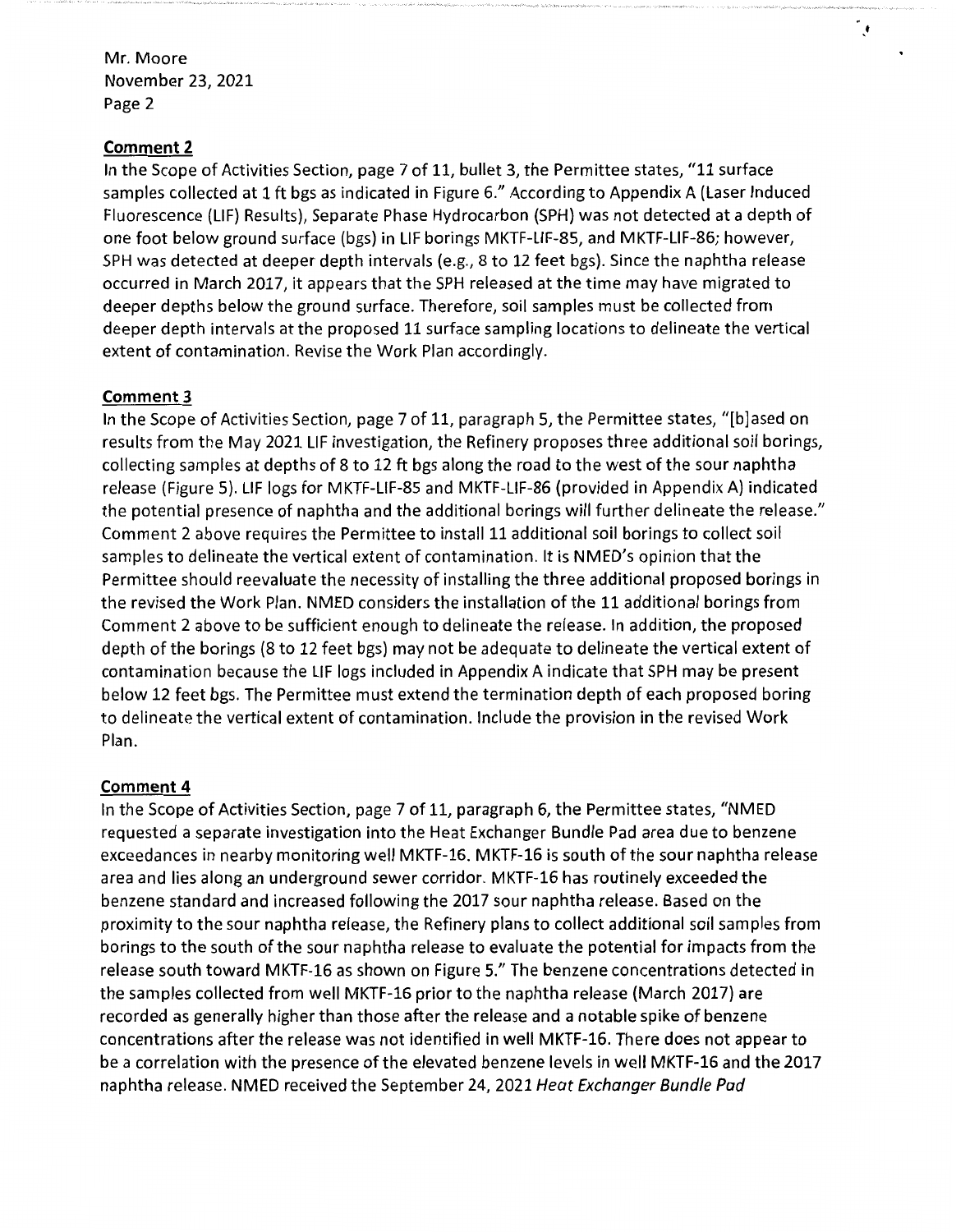## Comment 2

In the Scope of Activities Section, page 7 of 11, bullet 3, the Permittee states, "11 surface samples collected at 1 ft bgs as indicated in Figure 6." According to Appendix A (Laser Induced Fluorescence (LIF) Results), Separate Phase Hydrocarbon (SPH) was not detected at a depth of one foot below ground surface (bgs) in LIF borings MKTF-LIF-85, and MKTF-LIF-86; however, SPH was detected at deeper depth intervals (e.g., 8 to 12 feet bgs). Since the naphtha release occurred in March 2017, it appears that the SPH released at the time may have migrated to deeper depths below the ground surface. Therefore, soil samples must be collected from deeper depth intervals at the proposed 11 surface sampling locations to delineate the vertical extent of contamination. Revise the Work Plan accordingly.

## Comment 3

In the Scope of Activities Section, page 7 of 11, paragraph 5, the Permittee states, "[b]ased on results from the May 2021 LIF investigation, the Refinery proposes three additional soil borings, collecting samples at depths of 8 to 12 ft bgs along the road to the west of the sour naphtha release (Figure 5). LIF logs for MKTF-LIF-85 and MKTF-LIF-86 (provided in Appendix A) indicated the potential presence of naphtha and the additional borings will further delineate the release." Comment 2 above requires the Permittee to install 11 additional soil borings to collect soil samples to delineate the vertical extent of contamination. It is NMED's opinion that the Permittee should reevaluate the necessity of installing the three additional proposed borings in the revised the Work Plan. NMED considers the installation of the 11 additional borings from Comment 2 above to be sufficient enough to delineate the release. In addition, the proposed depth of the borings (8 to 12 feet bgs) may not be adequate to delineate the vertical extent of contamination because the LIF logs included in Appendix A indicate that SPH may be present below 12 feet bgs. The Permittee must extend the termination depth of each proposed boring to delineate the vertical extent of contamination. Include the provision in the revised Work Plan.

## Comment 4

In the Scope of Activities Section, page 7 of 11, paragraph 6, the Permittee states, "NMED requested a separate investigation into the Heat Exchanger Bundle Pad area due to benzene exceedances in nearby monitoring well MKTF-16. MKTF-16 is south of the sour naphtha release area and lies along an underground sewer corridor. MKTF-16 has routinely exceeded the benzene standard and increased following the 2017 sour naphtha release. Based on the proximity to the sour naphtha release, the Refinery plans to collect additional soil samples from borings to the south of the sour naphtha release to evaluate the potential for impacts from the release south toward MKTF-16 as shown on Figure 5." The benzene concentrations detected in the samples collected from well MKTF-16 prior to the naphtha release (March 2017) are recorded as generally higher than those after the release and a notable spike of benzene concentrations after the release was not identified in well MKTF-16. There does not appear to be a correlation with the presence of the elevated benzene levels in well MKTF-16 and the 2017 naphtha release. NMED received the September 24, 2021 *Heat Exchanger Bundle Pad*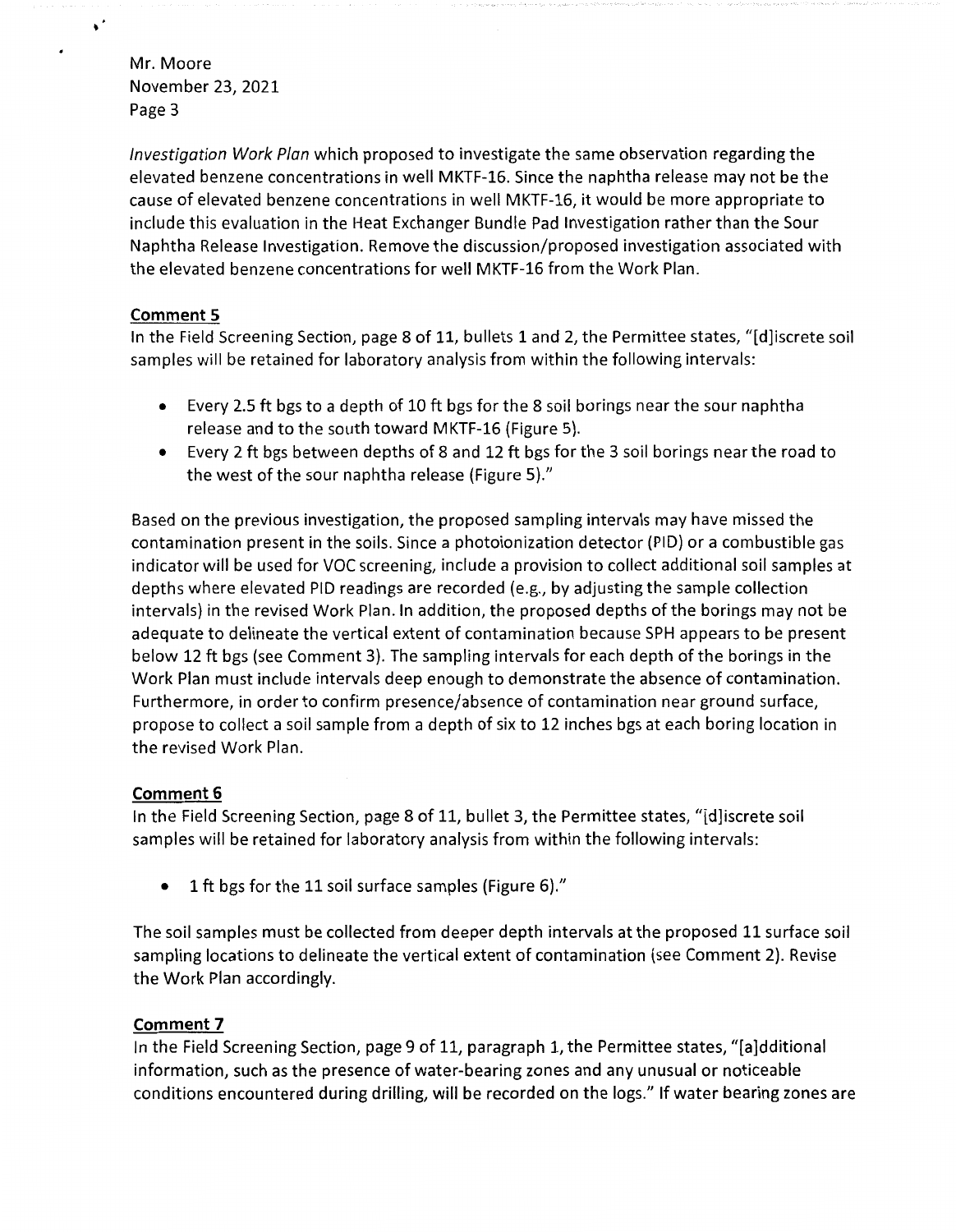*Investigation Work Plan* which proposed to investigate the same observation regarding the elevated benzene concentrations in well MKTF-16. Since the naphtha release may not be the cause of elevated benzene concentrations in well MKTF-16, it would be more appropriate to include this evaluation in the Heat Exchanger Bundle Pad Investigation rather than the Sour Naphtha Release Investigation. Remove the discussion/proposed investigation associated with the elevated benzene concentrations for well MKTF-16 from the Work Plan.

**Comment 5**

In the Field Screening Section, page 8 of 11, bullets 1 and 2, the Permittee states, "[d]iscrete soil samples will be retained for laboratory analysis from within the following intervals:

- Every 2.5 ft bgs to a depth of 10 ft bgs for the 8 soil borings near the sour naphtha release and to the south toward MKTF-16 (Figure 5).
- Every 2 ft bgs between depths of 8 and 12 ft bgs for the 3 soil borings near the road to the west of the sour naphtha release (Figure 5)."

Based on the previous investigation, the proposed sampling intervals may have missed the contamination present in the soils. Since a photoionization detector (PID) or a combustible gas indicator will be used for VOC screening, include a provision to collect additional soil samples at depths where elevated PID readings are recorded (e.g., by adjusting the sample collection intervals) in the revised Work Plan. In addition, the proposed depths of the borings may not be adequate to delineate the vertical extent of contamination because SPH appears to be present below 12 ft bgs (see Comment 3). The sampling intervals for each depth of the borings in the Work Plan must include intervals deep enough to demonstrate the absence of contamination. Furthermore, in order to confirm presence/absence of contamination near ground surface, propose to collect a soil sample from a depth of six to 12 inches bgs at each boring location in the revised Work Plan.

**Comment 6**

In the Field Screening Section, page 8 of 11, bullet 3, the Permittee states, "[d]iscrete soil samples will be retained for laboratory analysis from within the following intervals:

- 1 ft bgs for the 11 soil surface samples (Figure 6)."

The soil samples must be collected from deeper depth intervals at the proposed 11 surface soil sampling locations to delineate the vertical extent of contamination (see Comment 2). Revise the Work Plan accordingly.

**Comment 7**

In the Field Screening Section, page 9 of 11, paragraph 1, the Permittee states, "[a]dditional information, such as the presence of water-bearing zones and any unusual or noticeable conditions encountered during drilling, will be recorded on the logs." If water bearing zones are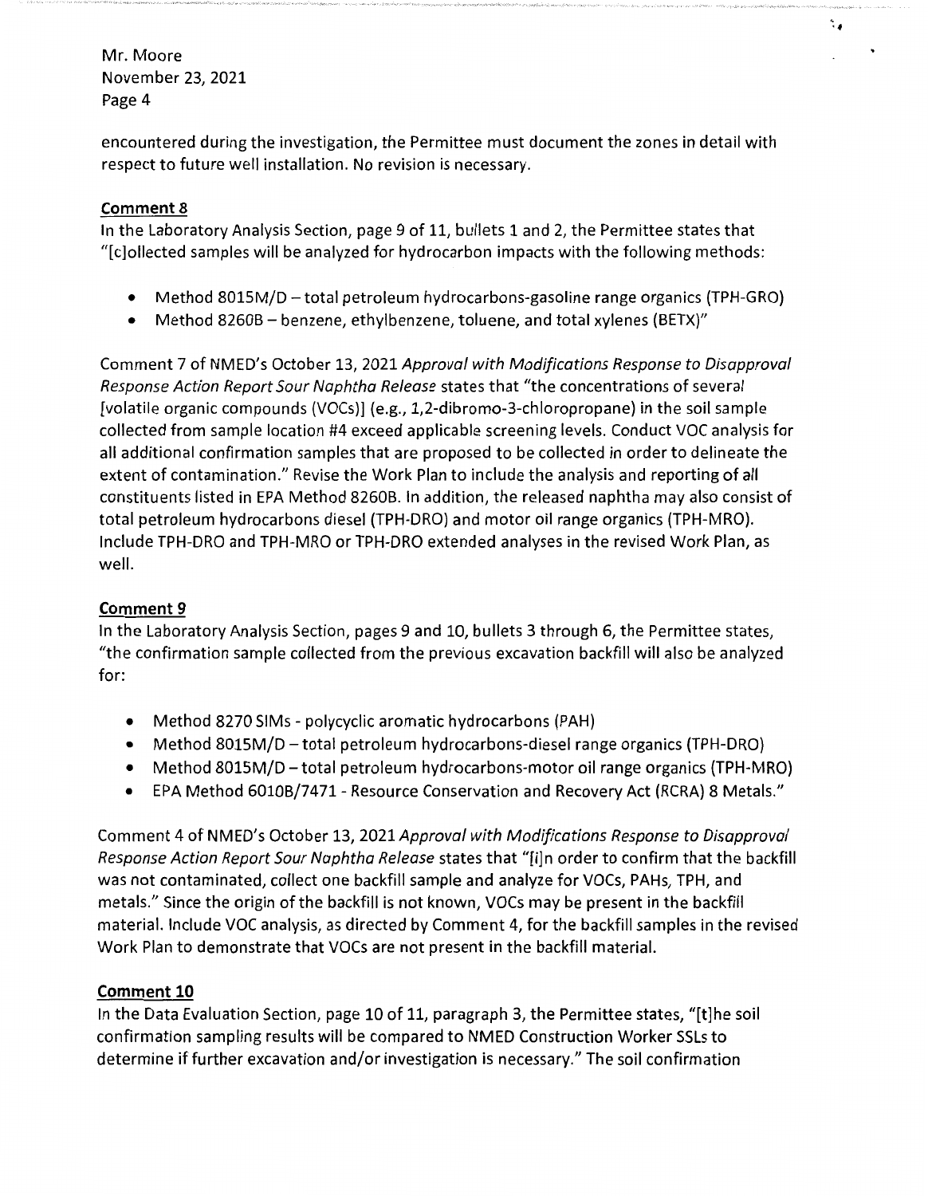encountered during the investigation, the Permittee must document the zones in detail with respect to future well installation. No revision is necessary.

**Comment 8**

In the Laboratory Analysis Section, page 9 of 11, bullets 1 and 2, the Permittee states that "[c]ollected samples will be analyzed for hydrocarbon impacts with the following methods:

- Method 8015M/D – total petroleum hydrocarbons-gasoline range organics (TPH-GRO)
- Method 8260B – benzene, ethylbenzene, toluene, and total xylenes (BETX)"

Comment 7 of NMED's October 13, 2021 *Approval with Modifications Response to Disapproval Response Action Report Sour Naphtha Release* states that "the concentrations of several [volatile organic compounds (VOCs)] (e.g., 1,2-dibromo-3-chloropropane) in the soil sample collected from sample location #4 exceed applicable screening levels. Conduct VOC analysis for all additional confirmation samples that are proposed to be collected in order to delineate the extent of contamination." Revise the Work Plan to include the analysis and reporting of all constituents listed in EPA Method 8260B. In addition, the released naphtha may also consist of total petroleum hydrocarbons diesel (TPH-DRO) and motor oil range organics (TPH-MRO). Include TPH-DRO and TPH-MRO or TPH-DRO extended analyses in the revised Work Plan, as well.

**Comment 9**

In the Laboratory Analysis Section, pages 9 and 10, bullets 3 through 6, the Permittee states, "the confirmation sample collected from the previous excavation backfill will also be analyzed for:

- Method 8270 SIMs - polycyclic aromatic hydrocarbons (PAH)
- Method 8015M/D – total petroleum hydrocarbons-diesel range organics (TPH-DRO)
- Method 8015M/D – total petroleum hydrocarbons-motor oil range organics (TPH-MRO)
- EPA Method 6010B/7471 - Resource Conservation and Recovery Act (RCRA) 8 Metals."

Comment 4 of NMED's October 13, 2021 *Approval with Modifications Response to Disapproval Response Action Report Sour Naphtha Release* states that "[i]n order to confirm that the backfill was not contaminated, collect one backfill sample and analyze for VOCs, PAHs, TPH, and metals." Since the origin of the backfill is not known, VOCs may be present in the backfill material. Include VOC analysis, as directed by Comment 4, for the backfill samples in the revised Work Plan to demonstrate that VOCs are not present in the backfill material.

**Comment 10**

In the Data Evaluation Section, page 10 of 11, paragraph 3, the Permittee states, "[t]he soil confirmation sampling results will be compared to NMED Construction Worker SSLs to determine if further excavation and/or investigation is necessary." The soil confirmation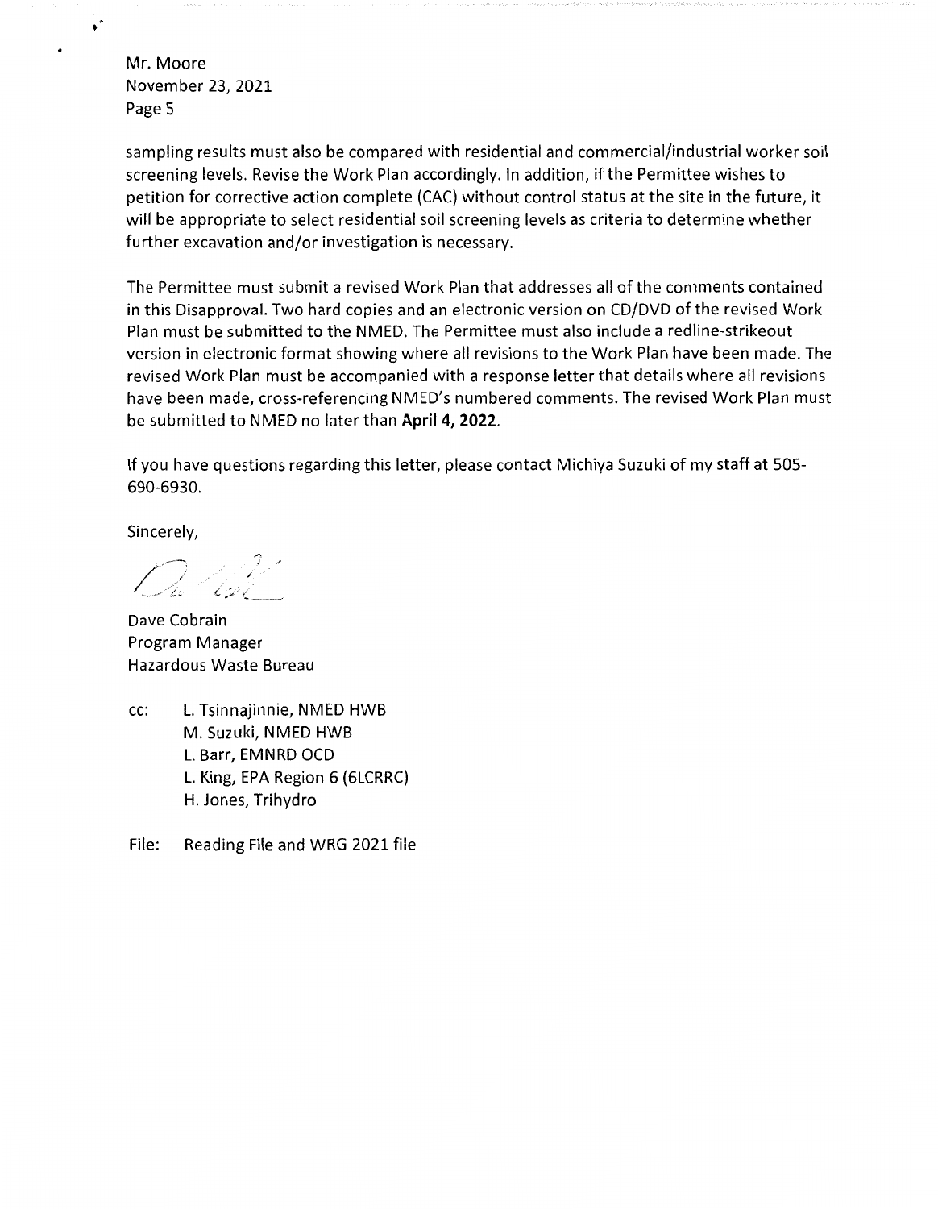sampling results must also be compared with residential and commercial/industrial worker soil screening levels. Revise the Work Plan accordingly. In addition, if the Permittee wishes to petition for corrective action complete (CAC) without control status at the site in the future, it will be appropriate to select residential soil screening levels as criteria to determine whether further excavation and/or investigation is necessary.

The Permittee must submit a revised Work Plan that addresses all of the comments contained in this Disapproval. Two hard copies and an electronic version on CD/DVD of the revised Work Plan must be submitted to the NMED. The Permittee must also include a redline-strikeout version in electronic format showing where all revisions to the Work Plan have been made. The revised Work Plan must be accompanied with a response letter that details where all revisions have been made, cross-referencing NMED's numbered comments. The revised Work Plan must be submitted to NMED no later than **April 4, 2022**.

If you have questions regarding this letter, please contact Michiya Suzuki of my staff at 505-690-6930.

Sincerely,

Dave Cobrain
Program Manager
Hazardous Waste Bureau

cc: L. Tsinnajinnie, NMED HWB
M. Suzuki, NMED HWB
L. Barr, EMNRD OCD
L. King, EPA Region 6 (6LCRRC)
H. Jones, Trihydro

File: Reading File and WRG 2021 file